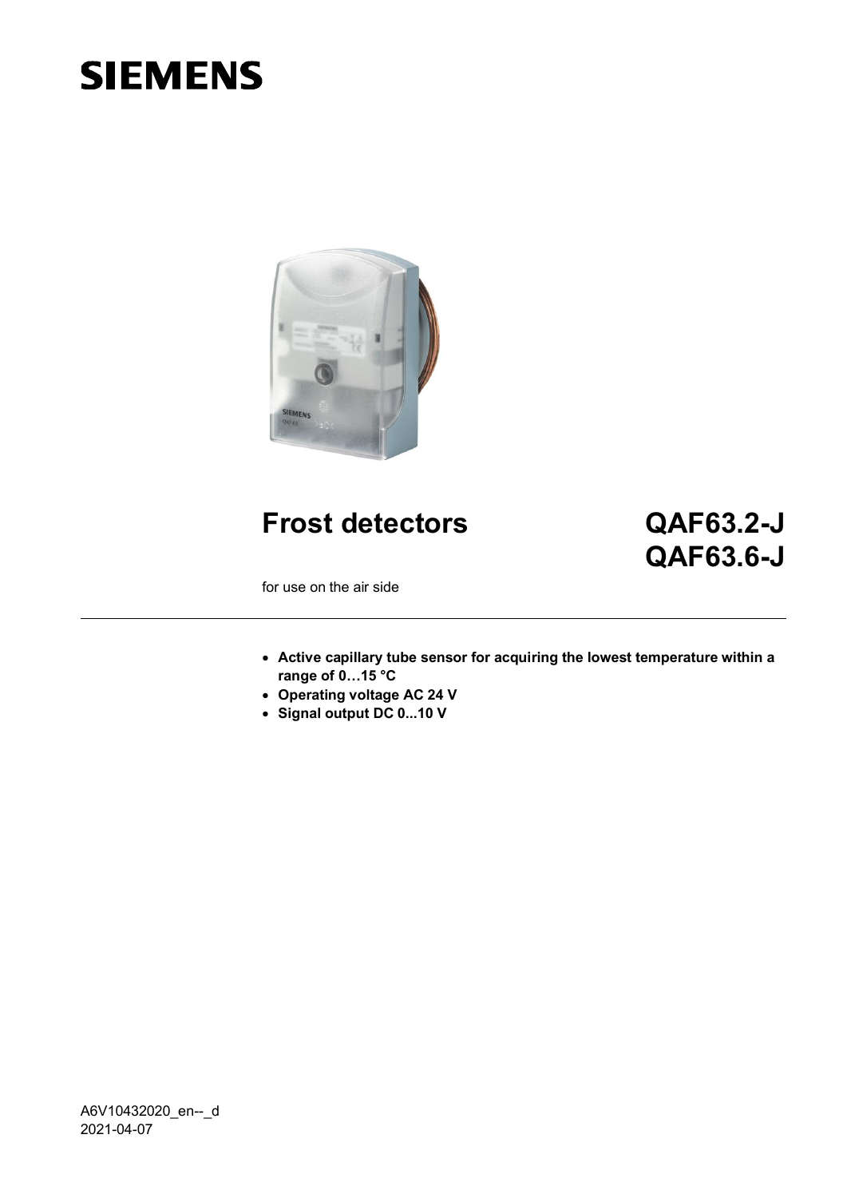SIEMENS

# Frost detectors

# QAF63.2-J
# QAF63.6-J

for use on the air side

---

- **Active capillary tube sensor for acquiring the lowest temperature within a range of 0…15 °C**
- **Operating voltage AC 24 V**
- **Signal output DC 0...10 V**

A6V10432020_en--_d
2021-04-07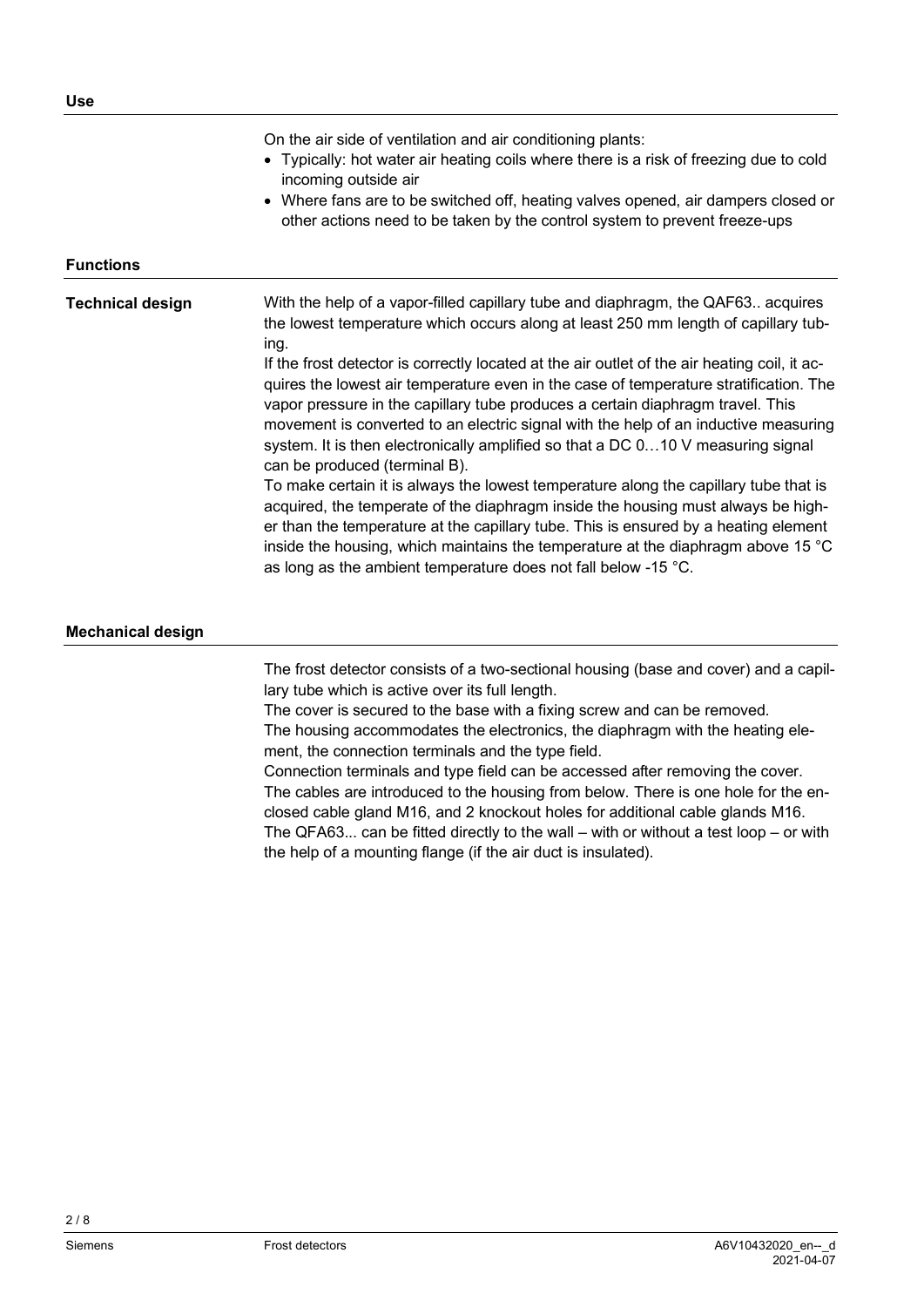## Use

On the air side of ventilation and air conditioning plants:

- Typically: hot water air heating coils where there is a risk of freezing due to cold incoming outside air
- Where fans are to be switched off, heating valves opened, air dampers closed or other actions need to be taken by the control system to prevent freeze-ups

## Functions

### Technical design

With the help of a vapor-filled capillary tube and diaphragm, the QAF63.. acquires the lowest temperature which occurs along at least 250 mm length of capillary tubing.

If the frost detector is correctly located at the air outlet of the air heating coil, it acquires the lowest air temperature even in the case of temperature stratification. The vapor pressure in the capillary tube produces a certain diaphragm travel. This movement is converted to an electric signal with the help of an inductive measuring system. It is then electronically amplified so that a DC 0…10 V measuring signal can be produced (terminal B).

To make certain it is always the lowest temperature along the capillary tube that is acquired, the temperate of the diaphragm inside the housing must always be higher than the temperature at the capillary tube. This is ensured by a heating element inside the housing, which maintains the temperature at the diaphragm above 15 °C as long as the ambient temperature does not fall below -15 °C.

## Mechanical design

The frost detector consists of a two-sectional housing (base and cover) and a capillary tube which is active over its full length.

The cover is secured to the base with a fixing screw and can be removed.

The housing accommodates the electronics, the diaphragm with the heating element, the connection terminals and the type field.

Connection terminals and type field can be accessed after removing the cover.

The cables are introduced to the housing from below. There is one hole for the enclosed cable gland M16, and 2 knockout holes for additional cable glands M16.

The QFA63... can be fitted directly to the wall – with or without a test loop – or with the help of a mounting flange (if the air duct is insulated).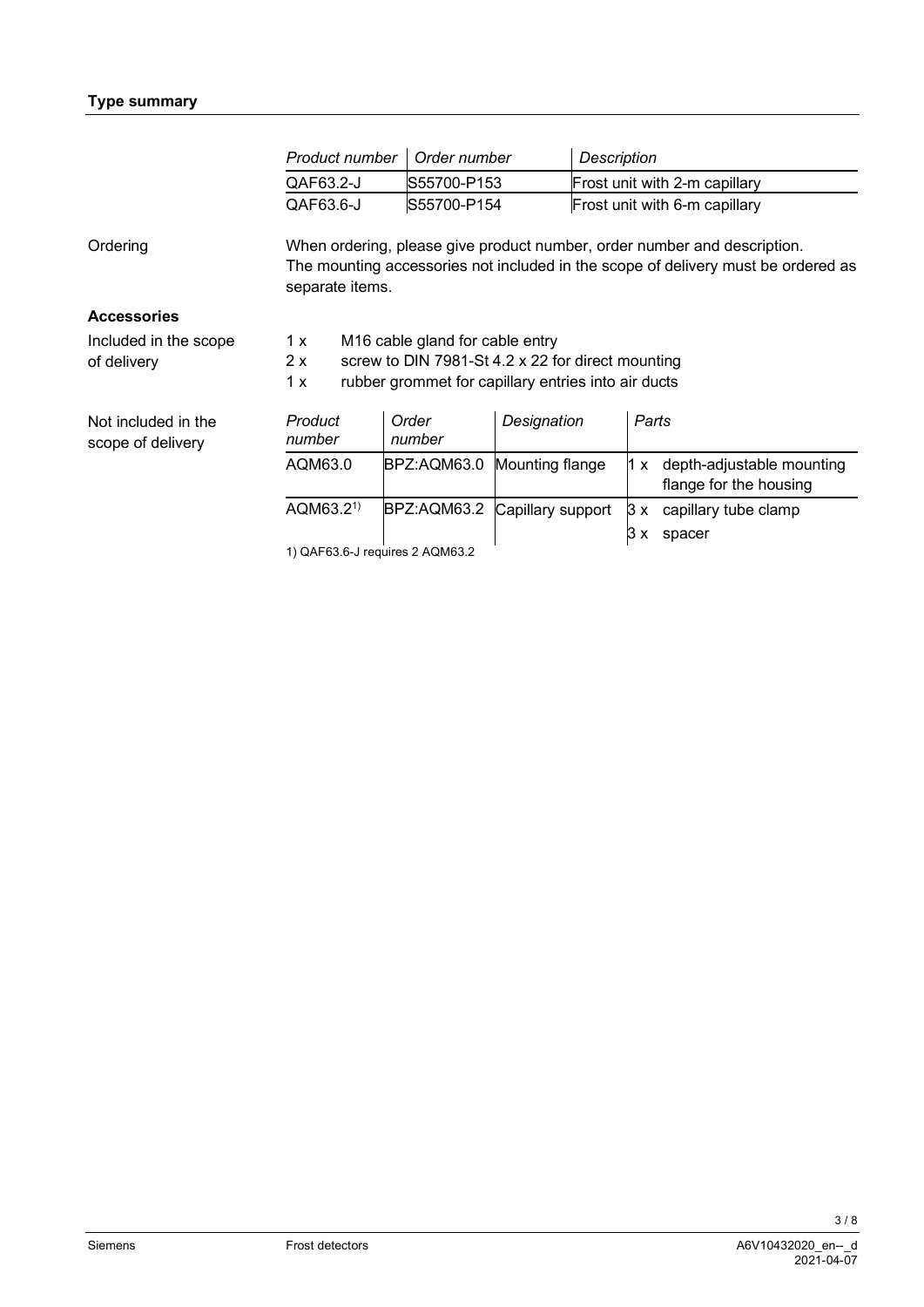## Type summary

| *Product number* | *Order number* | *Description* |
| --- | --- | --- |
| QAF63.2-J | S55700-P153 | Frost unit with 2-m capillary |
| QAF63.6-J | S55700-P154 | Frost unit with 6-m capillary |

Ordering

When ordering, please give product number, order number and description.
The mounting accessories not included in the scope of delivery must be ordered as separate items.

### Accessories

Included in the scope of delivery

- 1 x M16 cable gland for cable entry
- 2 x screw to DIN 7981-St 4.2 x 22 for direct mounting
- 1 x rubber grommet for capillary entries into air ducts

Not included in the scope of delivery

| *Product number* | *Order number* | *Designation* | *Parts* |
| --- | --- | --- | --- |
| AQM63.0 | BPZ:AQM63.0 | Mounting flange | 1 x depth-adjustable mounting flange for the housing |
| AQM63.2[1)] | BPZ:AQM63.2 | Capillary support | 3 x capillary tube clamp<br>3 x spacer |

1) QAF63.6-J requires 2 AQM63.2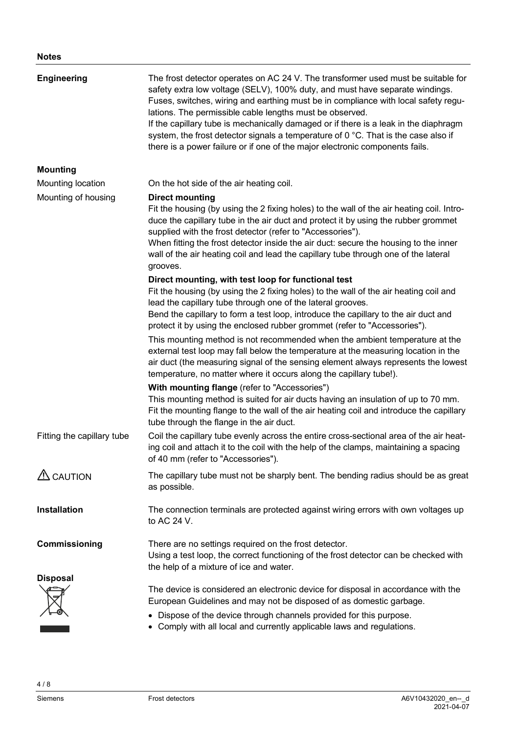## Notes

### Engineering

The frost detector operates on AC 24 V. The transformer used must be suitable for safety extra low voltage (SELV), 100% duty, and must have separate windings. Fuses, switches, wiring and earthing must be in compliance with local safety regulations. The permissible cable lengths must be observed.
If the capillary tube is mechanically damaged or if there is a leak in the diaphragm system, the frost detector signals a temperature of 0 °C. That is the case also if there is a power failure or if one of the major electronic components fails.

### Mounting

**Mounting location**

On the hot side of the air heating coil.

**Mounting of housing**

**Direct mounting**
Fit the housing (by using the 2 fixing holes) to the wall of the air heating coil. Introduce the capillary tube in the air duct and protect it by using the rubber grommet supplied with the frost detector (refer to "Accessories").
When fitting the frost detector inside the air duct: secure the housing to the inner wall of the air heating coil and lead the capillary tube through one of the lateral grooves.

**Direct mounting, with test loop for functional test**
Fit the housing (by using the 2 fixing holes) to the wall of the air heating coil and lead the capillary tube through one of the lateral grooves.
Bend the capillary to form a test loop, introduce the capillary to the air duct and protect it by using the enclosed rubber grommet (refer to "Accessories").

This mounting method is not recommended when the ambient temperature at the external test loop may fall below the temperature at the measuring location in the air duct (the measuring signal of the sensing element always represents the lowest temperature, no matter where it occurs along the capillary tube!).

**With mounting flange** (refer to "Accessories")
This mounting method is suited for air ducts having an insulation of up to 70 mm. Fit the mounting flange to the wall of the air heating coil and introduce the capillary tube through the flange in the air duct.

**Fitting the capillary tube**

Coil the capillary tube evenly across the entire cross-sectional area of the air heating coil and attach it to the coil with the help of the clamps, maintaining a spacing of 40 mm (refer to "Accessories").

**⚠ CAUTION**

The capillary tube must not be sharply bent. The bending radius should be as great as possible.

### Installation

The connection terminals are protected against wiring errors with own voltages up to AC 24 V.

### Commissioning

There are no settings required on the frost detector.
Using a test loop, the correct functioning of the frost detector can be checked with the help of a mixture of ice and water.

### Disposal

The device is considered an electronic device for disposal in accordance with the European Guidelines and may not be disposed of as domestic garbage.

- Dispose of the device through channels provided for this purpose.
- Comply with all local and currently applicable laws and regulations.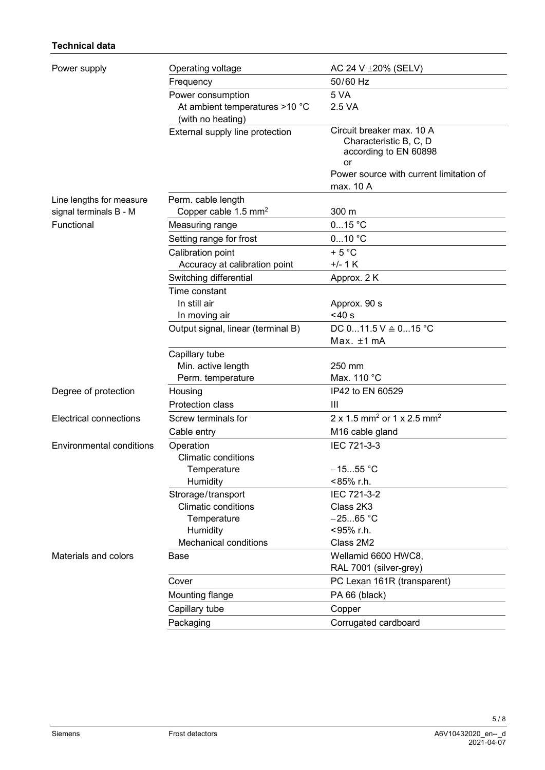**Technical data**

| | | |
|---|---|---|
| Power supply | Operating voltage | AC 24 V ±20% (SELV) |
| | Frequency | 50/60 Hz |
| | Power consumption<br>At ambient temperatures >10 °C (with no heating) | 5 VA<br>2.5 VA |
| | External supply line protection | Circuit breaker max. 10 A<br>Characteristic B, C, D<br>according to EN 60898<br>or<br>Power source with current limitation of max. 10 A |
| Line lengths for measure signal terminals B - M | Perm. cable length<br>Copper cable 1.5 mm² | <br>300 m |
| Functional | Measuring range | 0...15 °C |
| | Setting range for frost | 0...10 °C |
| | Calibration point<br>Accuracy at calibration point | + 5 °C<br>+/- 1 K |
| | Switching differential | Approx. 2 K |
| | Time constant<br>In still air<br>In moving air | <br>Approx. 90 s<br><40 s |
| | Output signal, linear (terminal B) | DC 0...11.5 V ≙ 0...15 °C<br>Max. ±1 mA |
| | Capillary tube<br>Min. active length<br>Perm. temperature | <br>250 mm<br>Max. 110 °C |
| Degree of protection | Housing | IP42 to EN 60529 |
| | Protection class | III |
| Electrical connections | Screw terminals for | 2 x 1.5 mm² or 1 x 2.5 mm² |
| | Cable entry | M16 cable gland |
| Environmental conditions | Operation<br>Climatic conditions<br>Temperature<br>Humidity | IEC 721-3-3<br><br>−15...55 °C<br><85% r.h. |
| | Strorage/transport<br>Climatic conditions<br>Temperature<br>Humidity<br>Mechanical conditions | IEC 721-3-2<br>Class 2K3<br>−25...65 °C<br><95% r.h.<br>Class 2M2 |
| Materials and colors | Base | Wellamid 6600 HWC8,<br>RAL 7001 (silver-grey) |
| | Cover | PC Lexan 161R (transparent) |
| | Mounting flange | PA 66 (black) |
| | Capillary tube | Copper |
| | Packaging | Corrugated cardboard |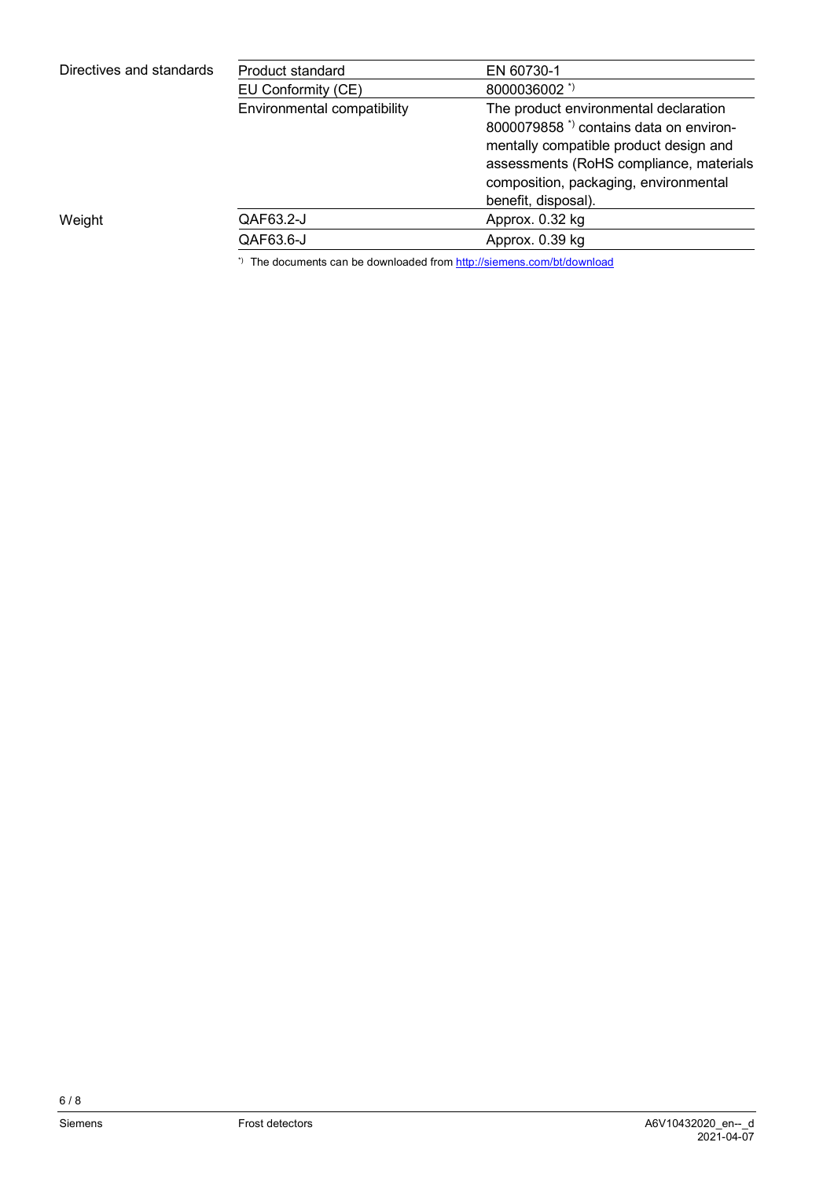| | | |
|---|---|---|
| Directives and standards | Product standard | EN 60730-1 |
| | EU Conformity (CE) | 8000036002 *) |
| | Environmental compatibility | The product environmental declaration 8000079858 *) contains data on environmentally compatible product design and assessments (RoHS compliance, materials composition, packaging, environmental benefit, disposal). |
| Weight | QAF63.2-J | Approx. 0.32 kg |
| | QAF63.6-J | Approx. 0.39 kg |

*) The documents can be downloaded from http://siemens.com/bt/download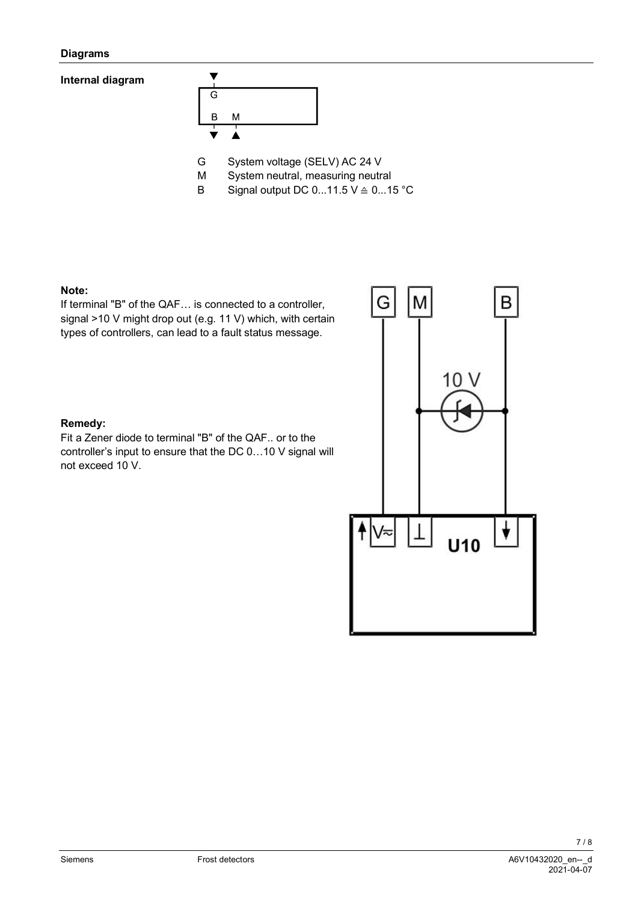## Diagrams

**Internal diagram**

G System voltage (SELV) AC 24 V

M System neutral, measuring neutral

B Signal output DC 0...11.5 V ≙ 0...15 °C

**Note:**
If terminal "B" of the QAF… is connected to a controller, signal >10 V might drop out (e.g. 11 V) which, with certain types of controllers, can lead to a fault status message.

**Remedy:**
Fit a Zener diode to terminal "B" of the QAF.. or to the controller's input to ensure that the DC 0…10 V signal will not exceed 10 V.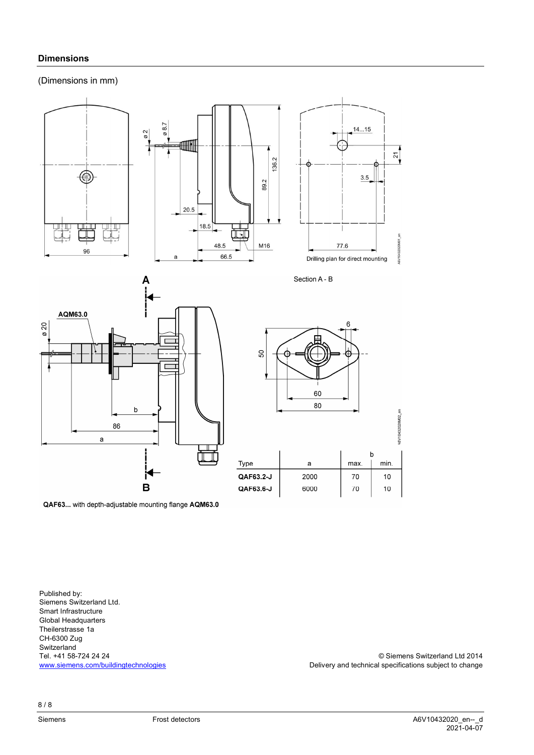## Dimensions

(Dimensions in mm)

96

ø 2

ø 8.7

20.5

18.5

48.5

M16

a

66.5

89.2

136.2

14...15

21

3.5

77.6

Drilling plan for direct mounting

A

AQM63.0

ø 20

b

86

a

B

Section A - B

6

50

60

80

| Type | a | b max. | b min. |
|---|---|---|---|
| **QAF63.2-J** | 2000 | 70 | 10 |
| **QAF63.6-J** | 6000 | 70 | 10 |

**QAF63...** with depth-adjustable mounting flange **AQM63.0**

Published by:
Siemens Switzerland Ltd.
Smart Infrastructure
Global Headquarters
Theilerstrasse 1a
CH-6300 Zug
Switzerland
Tel. +41 58-724 24 24
www.siemens.com/buildingtechnologies

© Siemens Switzerland Ltd 2014
Delivery and technical specifications subject to change